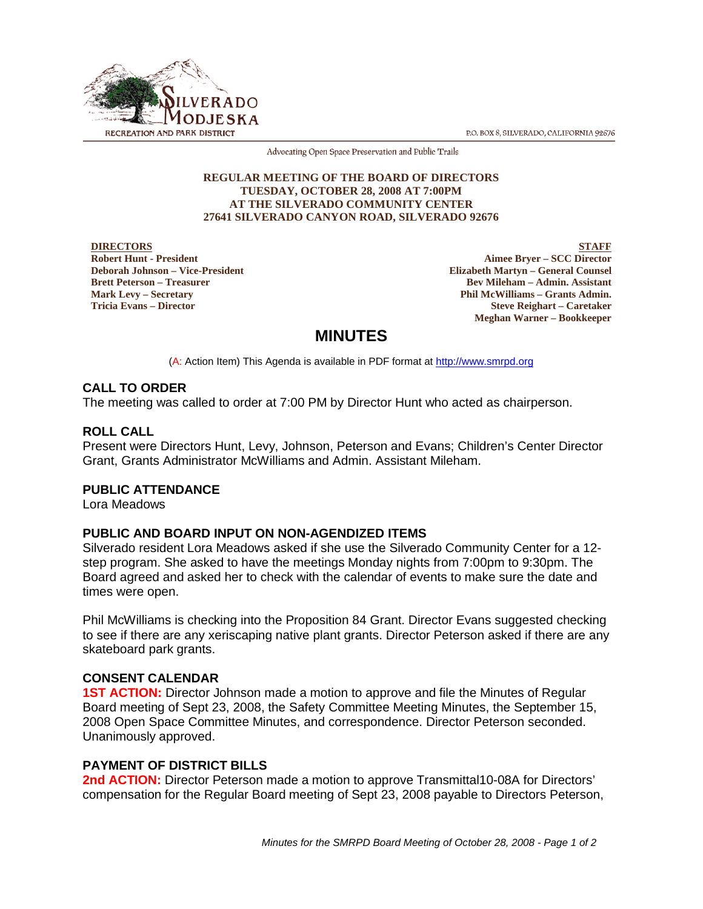SILVERADO MODJESKA
RECREATION AND PARK DISTRICT

P.O. BOX 8, SILVERADO, CALIFORNIA 92676

Advocating Open Space Preservation and Public Trails

**REGULAR MEETING OF THE BOARD OF DIRECTORS**
**TUESDAY, OCTOBER 28, 2008 AT 7:00PM**
**AT THE SILVERADO COMMUNITY CENTER**
**27641 SILVERADO CANYON ROAD, SILVERADO 92676**

| DIRECTORS | STAFF |
|---|---|
| **Robert Hunt - President** | **Aimee Bryer – SCC Director** |
| **Deborah Johnson – Vice-President** | **Elizabeth Martyn – General Counsel** |
| **Brett Peterson – Treasurer** | **Bev Mileham – Admin. Assistant** |
| **Mark Levy – Secretary** | **Phil McWilliams – Grants Admin.** |
| **Tricia Evans – Director** | **Steve Reighart – Caretaker** |
| | **Meghan Warner – Bookkeeper** |

# MINUTES

(A: Action Item) This Agenda is available in PDF format at http://www.smrpd.org

## CALL TO ORDER

The meeting was called to order at 7:00 PM by Director Hunt who acted as chairperson.

## ROLL CALL

Present were Directors Hunt, Levy, Johnson, Peterson and Evans; Children's Center Director Grant, Grants Administrator McWilliams and Admin. Assistant Mileham.

## PUBLIC ATTENDANCE

Lora Meadows

## PUBLIC AND BOARD INPUT ON NON-AGENDIZED ITEMS

Silverado resident Lora Meadows asked if she use the Silverado Community Center for a 12-step program. She asked to have the meetings Monday nights from 7:00pm to 9:30pm. The Board agreed and asked her to check with the calendar of events to make sure the date and times were open.

Phil McWilliams is checking into the Proposition 84 Grant. Director Evans suggested checking to see if there are any xeriscaping native plant grants. Director Peterson asked if there are any skateboard park grants.

## CONSENT CALENDAR

**1ST ACTION:** Director Johnson made a motion to approve and file the Minutes of Regular Board meeting of Sept 23, 2008, the Safety Committee Meeting Minutes, the September 15, 2008 Open Space Committee Minutes, and correspondence. Director Peterson seconded. Unanimously approved.

## PAYMENT OF DISTRICT BILLS

**2nd ACTION:** Director Peterson made a motion to approve Transmittal10-08A for Directors' compensation for the Regular Board meeting of Sept 23, 2008 payable to Directors Peterson,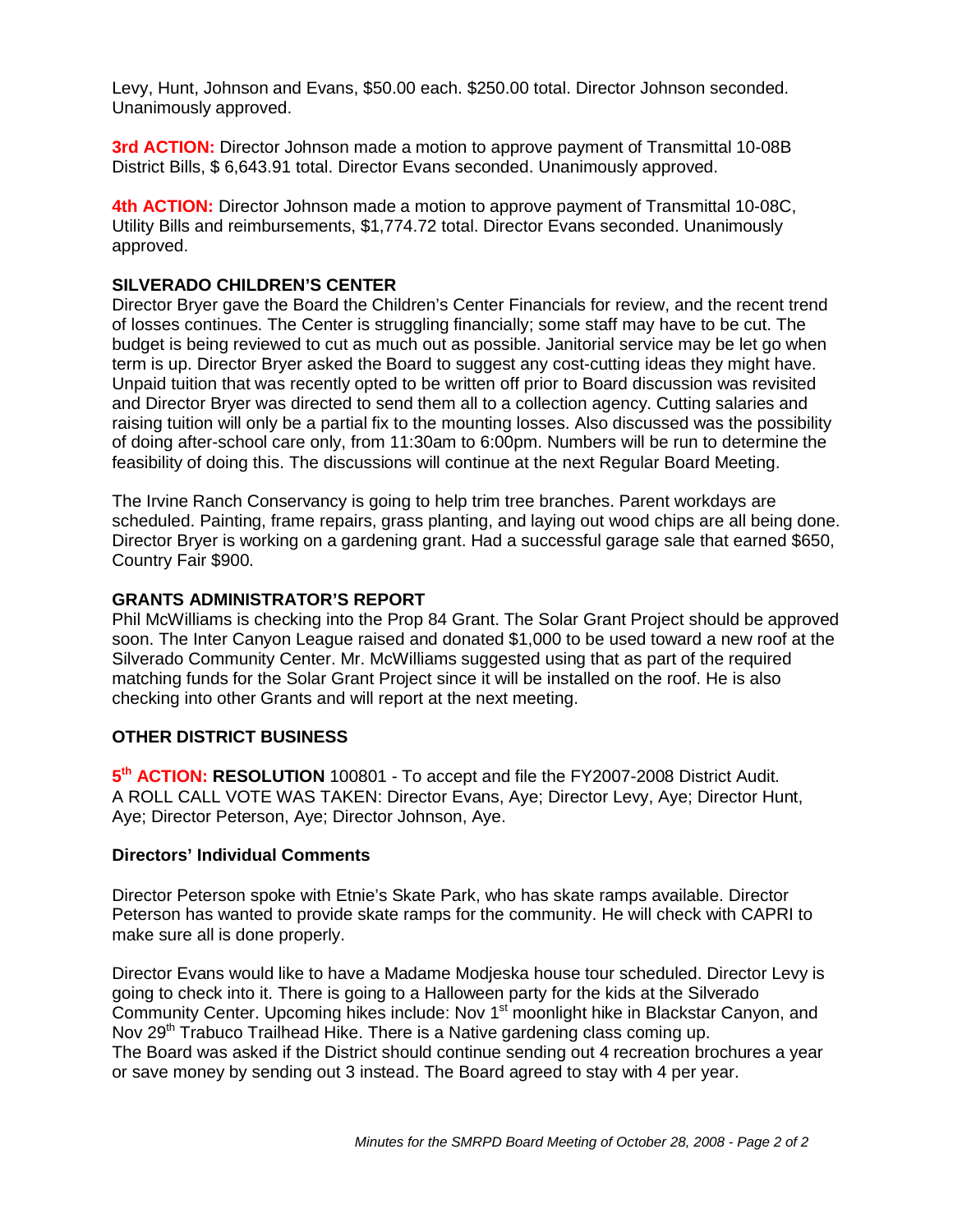Levy, Hunt, Johnson and Evans, $50.00 each. $250.00 total. Director Johnson seconded. Unanimously approved.

**3rd ACTION:** Director Johnson made a motion to approve payment of Transmittal 10-08B District Bills, $ 6,643.91 total. Director Evans seconded. Unanimously approved.

**4th ACTION:** Director Johnson made a motion to approve payment of Transmittal 10-08C, Utility Bills and reimbursements, $1,774.72 total. Director Evans seconded. Unanimously approved.

### SILVERADO CHILDREN'S CENTER

Director Bryer gave the Board the Children's Center Financials for review, and the recent trend of losses continues. The Center is struggling financially; some staff may have to be cut. The budget is being reviewed to cut as much out as possible. Janitorial service may be let go when term is up. Director Bryer asked the Board to suggest any cost-cutting ideas they might have. Unpaid tuition that was recently opted to be written off prior to Board discussion was revisited and Director Bryer was directed to send them all to a collection agency. Cutting salaries and raising tuition will only be a partial fix to the mounting losses. Also discussed was the possibility of doing after-school care only, from 11:30am to 6:00pm. Numbers will be run to determine the feasibility of doing this. The discussions will continue at the next Regular Board Meeting.

The Irvine Ranch Conservancy is going to help trim tree branches. Parent workdays are scheduled. Painting, frame repairs, grass planting, and laying out wood chips are all being done. Director Bryer is working on a gardening grant. Had a successful garage sale that earned $650, Country Fair $900.

### GRANTS ADMINISTRATOR'S REPORT

Phil McWilliams is checking into the Prop 84 Grant. The Solar Grant Project should be approved soon. The Inter Canyon League raised and donated $1,000 to be used toward a new roof at the Silverado Community Center. Mr. McWilliams suggested using that as part of the required matching funds for the Solar Grant Project since it will be installed on the roof. He is also checking into other Grants and will report at the next meeting.

### OTHER DISTRICT BUSINESS

**5th ACTION: RESOLUTION** 100801 - To accept and file the FY2007-2008 District Audit. A ROLL CALL VOTE WAS TAKEN: Director Evans, Aye; Director Levy, Aye; Director Hunt, Aye; Director Peterson, Aye; Director Johnson, Aye.

### Directors' Individual Comments

Director Peterson spoke with Etnie's Skate Park, who has skate ramps available. Director Peterson has wanted to provide skate ramps for the community. He will check with CAPRI to make sure all is done properly.

Director Evans would like to have a Madame Modjeska house tour scheduled. Director Levy is going to check into it. There is going to a Halloween party for the kids at the Silverado Community Center. Upcoming hikes include: Nov 1st moonlight hike in Blackstar Canyon, and Nov 29th Trabuco Trailhead Hike. There is a Native gardening class coming up.
The Board was asked if the District should continue sending out 4 recreation brochures a year or save money by sending out 3 instead. The Board agreed to stay with 4 per year.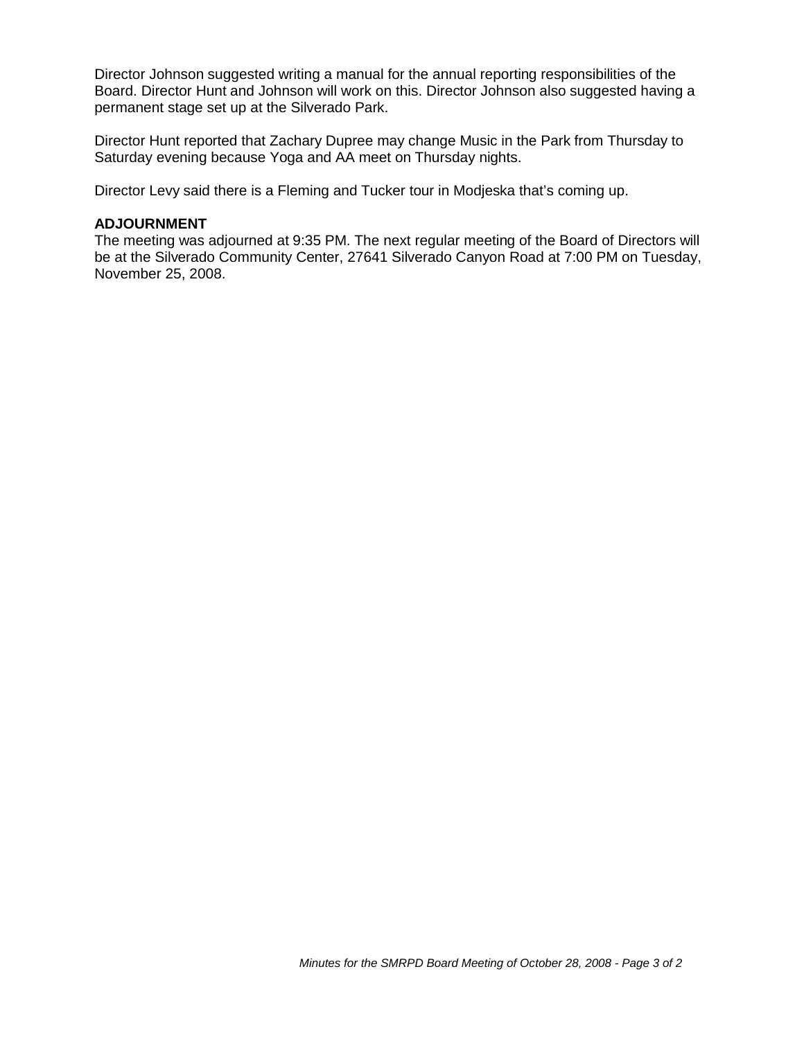Director Johnson suggested writing a manual for the annual reporting responsibilities of the Board. Director Hunt and Johnson will work on this. Director Johnson also suggested having a permanent stage set up at the Silverado Park.

Director Hunt reported that Zachary Dupree may change Music in the Park from Thursday to Saturday evening because Yoga and AA meet on Thursday nights.

Director Levy said there is a Fleming and Tucker tour in Modjeska that's coming up.

**ADJOURNMENT**

The meeting was adjourned at 9:35 PM. The next regular meeting of the Board of Directors will be at the Silverado Community Center, 27641 Silverado Canyon Road at 7:00 PM on Tuesday, November 25, 2008.